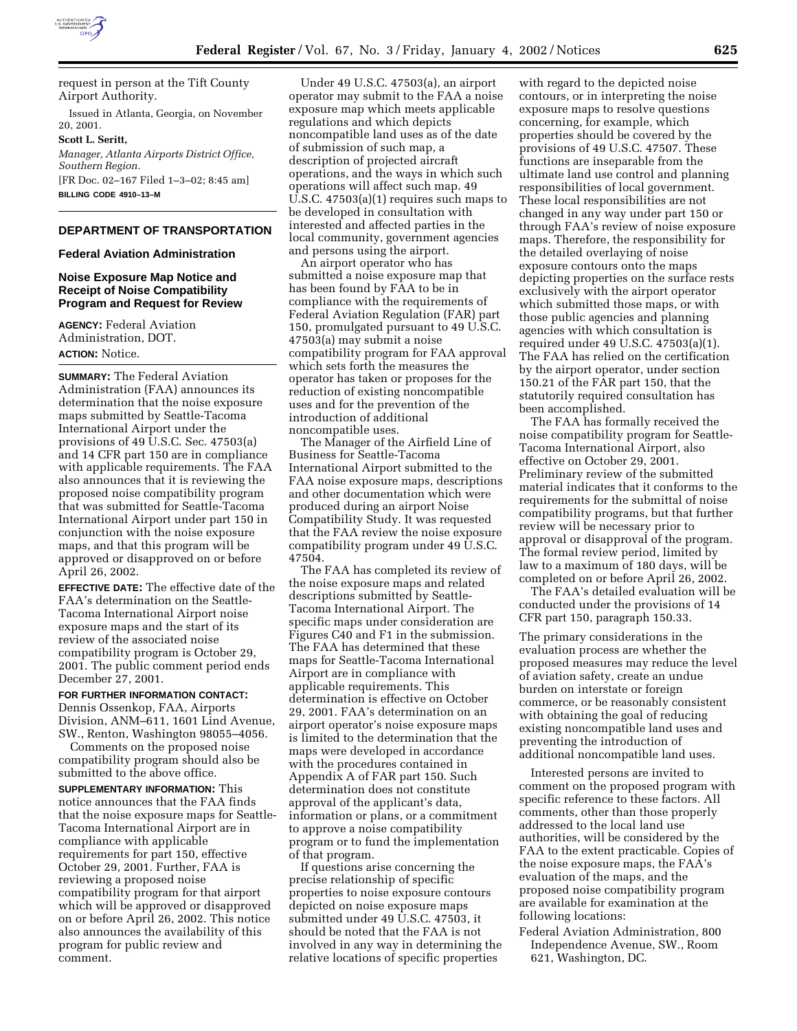request in person at the Tift County Airport Authority.

Issued in Atlanta, Georgia, on November 20, 2001.

**Scott L. Seritt,**

*Manager, Atlanta Airports District Office, Southern Region.*

[FR Doc. 02–167 Filed 1–3–02; 8:45 am]

**BILLING CODE 4910–13–M**

## DEPARTMENT OF TRANSPORTATION

### Federal Aviation Administration

### Noise Exposure Map Notice and Receipt of Noise Compatibility Program and Request for Review

**AGENCY:** Federal Aviation Administration, DOT.

**ACTION:** Notice.

**SUMMARY:** The Federal Aviation Administration (FAA) announces its determination that the noise exposure maps submitted by Seattle-Tacoma International Airport under the provisions of 49 U.S.C. Sec. 47503(a) and 14 CFR part 150 are in compliance with applicable requirements. The FAA also announces that it is reviewing the proposed noise compatibility program that was submitted for Seattle-Tacoma International Airport under part 150 in conjunction with the noise exposure maps, and that this program will be approved or disapproved on or before April 26, 2002.

**EFFECTIVE DATE:** The effective date of the FAA's determination on the Seattle-Tacoma International Airport noise exposure maps and the start of its review of the associated noise compatibility program is October 29, 2001. The public comment period ends December 27, 2001.

**FOR FURTHER INFORMATION CONTACT:** Dennis Ossenkop, FAA, Airports Division, ANM–611, 1601 Lind Avenue, SW., Renton, Washington 98055–4056.

Comments on the proposed noise compatibility program should also be submitted to the above office.

**SUPPLEMENTARY INFORMATION:** This notice announces that the FAA finds that the noise exposure maps for Seattle-Tacoma International Airport are in compliance with applicable requirements for part 150, effective October 29, 2001. Further, FAA is reviewing a proposed noise compatibility program for that airport which will be approved or disapproved on or before April 26, 2002. This notice also announces the availability of this program for public review and comment.

Under 49 U.S.C. 47503(a), an airport operator may submit to the FAA a noise exposure map which meets applicable regulations and which depicts noncompatible land uses as of the date of submission of such map, a description of projected aircraft operations, and the ways in which such operations will affect such map. 49 U.S.C. 47503(a)(1) requires such maps to be developed in consultation with interested and affected parties in the local community, government agencies and persons using the airport.

An airport operator who has submitted a noise exposure map that has been found by FAA to be in compliance with the requirements of Federal Aviation Regulation (FAR) part 150, promulgated pursuant to 49 U.S.C. 47503(a) may submit a noise compatibility program for FAA approval which sets forth the measures the operator has taken or proposes for the reduction of existing noncompatible uses and for the prevention of the introduction of additional noncompatible uses.

The Manager of the Airfield Line of Business for Seattle-Tacoma International Airport submitted to the FAA noise exposure maps, descriptions and other documentation which were produced during an airport Noise Compatibility Study. It was requested that the FAA review the noise exposure compatibility program under 49 U.S.C. 47504.

The FAA has completed its review of the noise exposure maps and related descriptions submitted by Seattle-Tacoma International Airport. The specific maps under consideration are Figures C40 and F1 in the submission. The FAA has determined that these maps for Seattle-Tacoma International Airport are in compliance with applicable requirements. This determination is effective on October 29, 2001. FAA's determination on an airport operator's noise exposure maps is limited to the determination that the maps were developed in accordance with the procedures contained in Appendix A of FAR part 150. Such determination does not constitute approval of the applicant's data, information or plans, or a commitment to approve a noise compatibility program or to fund the implementation of that program.

If questions arise concerning the precise relationship of specific properties to noise exposure contours depicted on noise exposure maps submitted under 49 U.S.C. 47503, it should be noted that the FAA is not involved in any way in determining the relative locations of specific properties with regard to the depicted noise contours, or in interpreting the noise exposure maps to resolve questions concerning, for example, which properties should be covered by the provisions of 49 U.S.C. 47507. These functions are inseparable from the ultimate land use control and planning responsibilities of local government. These local responsibilities are not changed in any way under part 150 or through FAA's review of noise exposure maps. Therefore, the responsibility for the detailed overlaying of noise exposure contours onto the maps depicting properties on the surface rests exclusively with the airport operator which submitted those maps, or with those public agencies and planning agencies with which consultation is required under 49 U.S.C. 47503(a)(1). The FAA has relied on the certification by the airport operator, under section 150.21 of the FAR part 150, that the statutorily required consultation has been accomplished.

The FAA has formally received the noise compatibility program for Seattle-Tacoma International Airport, also effective on October 29, 2001. Preliminary review of the submitted material indicates that it conforms to the requirements for the submittal of noise compatibility programs, but that further review will be necessary prior to approval or disapproval of the program. The formal review period, limited by law to a maximum of 180 days, will be completed on or before April 26, 2002.

The FAA's detailed evaluation will be conducted under the provisions of 14 CFR part 150, paragraph 150.33.

The primary considerations in the evaluation process are whether the proposed measures may reduce the level of aviation safety, create an undue burden on interstate or foreign commerce, or be reasonably consistent with obtaining the goal of reducing existing noncompatible land uses and preventing the introduction of additional noncompatible land uses.

Interested persons are invited to comment on the proposed program with specific reference to these factors. All comments, other than those properly addressed to the local land use authorities, will be considered by the FAA to the extent practicable. Copies of the noise exposure maps, the FAA's evaluation of the maps, and the proposed noise compatibility program are available for examination at the following locations:

Federal Aviation Administration, 800 Independence Avenue, SW., Room 621, Washington, DC.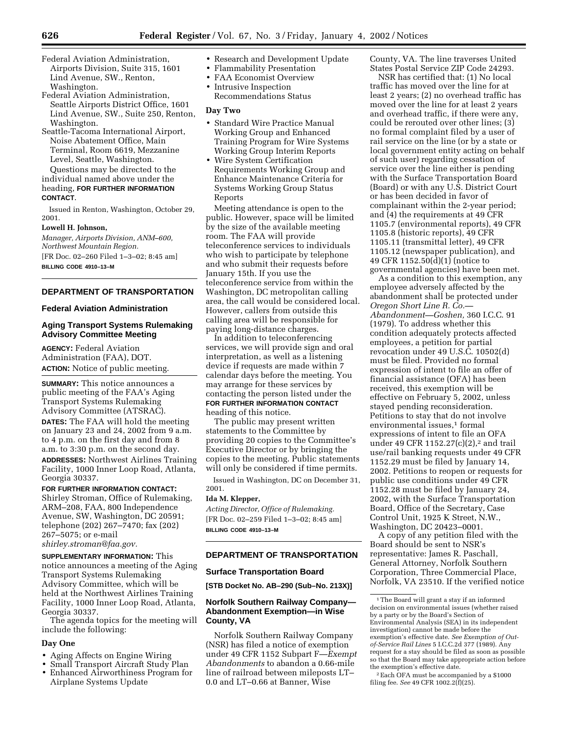Federal Aviation Administration, Airports Division, Suite 315, 1601 Lind Avenue, SW., Renton, Washington.

Federal Aviation Administration, Seattle Airports District Office, 1601 Lind Avenue, SW., Suite 250, Renton, Washington.

Seattle-Tacoma International Airport, Noise Abatement Office, Main Terminal, Room 6619, Mezzanine Level, Seattle, Washington.

Questions may be directed to the individual named above under the heading, **FOR FURTHER INFORMATION CONTACT**.

Issued in Renton, Washington, October 29, 2001.

**Lowell H. Johnson,**

*Manager, Airports Division, ANM–600, Northwest Mountain Region.*

[FR Doc. 02–260 Filed 1–3–02; 8:45 am]

**BILLING CODE 4910–13–M**

## DEPARTMENT OF TRANSPORTATION

### Federal Aviation Administration

### Aging Transport Systems Rulemaking Advisory Committee Meeting

**AGENCY:** Federal Aviation Administration (FAA), DOT.

**ACTION:** Notice of public meeting.

**SUMMARY:** This notice announces a public meeting of the FAA's Aging Transport Systems Rulemaking Advisory Committee (ATSRAC).

**DATES:** The FAA will hold the meeting on January 23 and 24, 2002 from 9 a.m. to 4 p.m. on the first day and from 8 a.m. to 3:30 p.m. on the second day.

**ADDRESSES:** Northwest Airlines Training Facility, 1000 Inner Loop Road, Atlanta, Georgia 30337.

**FOR FURTHER INFORMATION CONTACT:** Shirley Stroman, Office of Rulemaking, ARM–208, FAA, 800 Independence Avenue, SW, Washington, DC 20591; telephone (202) 267–7470; fax (202) 267–5075; or e-mail *shirley.stroman@faa.gov.*

**SUPPLEMENTARY INFORMATION:** This notice announces a meeting of the Aging Transport Systems Rulemaking Advisory Committee, which will be held at the Northwest Airlines Training Facility, 1000 Inner Loop Road, Atlanta, Georgia 30337.

The agenda topics for the meeting will include the following:

#### Day One

- Aging Affects on Engine Wiring
- Small Transport Aircraft Study Plan
- Enhanced Airworthiness Program for Airplane Systems Update
- Research and Development Update
- Flammability Presentation
- FAA Economist Overview
- Intrusive Inspection Recommendations Status

#### Day Two

- Standard Wire Practice Manual Working Group and Enhanced Training Program for Wire Systems Working Group Interim Reports
- Wire System Certification Requirements Working Group and Enhance Maintenance Criteria for Systems Working Group Status Reports

Meeting attendance is open to the public. However, space will be limited by the size of the available meeting room. The FAA will provide teleconference services to individuals who wish to participate by telephone and who submit their requests before January 15th. If you use the teleconference service from within the Washington, DC metropolitan calling area, the call would be considered local. However, callers from outside this calling area will be responsible for paying long-distance charges.

In addition to teleconferencing services, we will provide sign and oral interpretation, as well as a listening device if requests are made within 7 calendar days before the meeting. You may arrange for these services by contacting the person listed under the **FOR FURTHER INFORMATION CONTACT** heading of this notice.

The public may present written statements to the Committee by providing 20 copies to the Committee's Executive Director or by bringing the copies to the meeting. Public statements will only be considered if time permits.

Issued in Washington, DC on December 31, 2001.

**Ida M. Klepper,**

*Acting Director, Office of Rulemaking.*

[FR Doc. 02–259 Filed 1–3–02; 8:45 am]

**BILLING CODE 4910–13–M**

## DEPARTMENT OF TRANSPORTATION

### Surface Transportation Board

**[STB Docket No. AB–290 (Sub–No. 213X)]**

### Norfolk Southern Railway Company—Abandonment Exemption—in Wise County, VA

Norfolk Southern Railway Company (NSR) has filed a notice of exemption under 49 CFR 1152 Subpart F—*Exempt Abandonments* to abandon a 0.66-mile line of railroad between mileposts LT–0.0 and LT–0.66 at Banner, Wise County, VA. The line traverses United States Postal Service ZIP Code 24293.

NSR has certified that: (1) No local traffic has moved over the line for at least 2 years; (2) no overhead traffic has moved over the line for at least 2 years and overhead traffic, if there were any, could be rerouted over other lines; (3) no formal complaint filed by a user of rail service on the line (or by a state or local government entity acting on behalf of such user) regarding cessation of service over the line either is pending with the Surface Transportation Board (Board) or with any U.S. District Court or has been decided in favor of complainant within the 2-year period; and (4) the requirements at 49 CFR 1105.7 (environmental reports), 49 CFR 1105.8 (historic reports), 49 CFR 1105.11 (transmittal letter), 49 CFR 1105.12 (newspaper publication), and 49 CFR 1152.50(d)(1) (notice to governmental agencies) have been met.

As a condition to this exemption, any employee adversely affected by the abandonment shall be protected under *Oregon Short Line R. Co.—Abandonment—Goshen,* 360 I.C.C. 91 (1979). To address whether this condition adequately protects affected employees, a petition for partial revocation under 49 U.S.C. 10502(d) must be filed. Provided no formal expression of intent to file an offer of financial assistance (OFA) has been received, this exemption will be effective on February 5, 2002, unless stayed pending reconsideration. Petitions to stay that do not involve environmental issues,[1] formal expressions of intent to file an OFA under 49 CFR 1152.27(c)(2),[2] and trail use/rail banking requests under 49 CFR 1152.29 must be filed by January 14, 2002. Petitions to reopen or requests for public use conditions under 49 CFR 1152.28 must be filed by January 24, 2002, with the Surface Transportation Board, Office of the Secretary, Case Control Unit, 1925 K Street, N.W., Washington, DC 20423–0001.

A copy of any petition filed with the Board should be sent to NSR's representative: James R. Paschall, General Attorney, Norfolk Southern Corporation, Three Commercial Place, Norfolk, VA 23510. If the verified notice

[1] The Board will grant a stay if an informed decision on environmental issues (whether raised by a party or by the Board's Section of Environmental Analysis (SEA) in its independent investigation) cannot be made before the exemption's effective date. *See Exemption of Out-of-Service Rail Lines* 5 I.C.C.2d 377 (1989). Any request for a stay should be filed as soon as possible so that the Board may take appropriate action before the exemption's effective date.

[2] Each OFA must be accompanied by a $1000 filing fee. *See* 49 CFR 1002.2(f)(25).